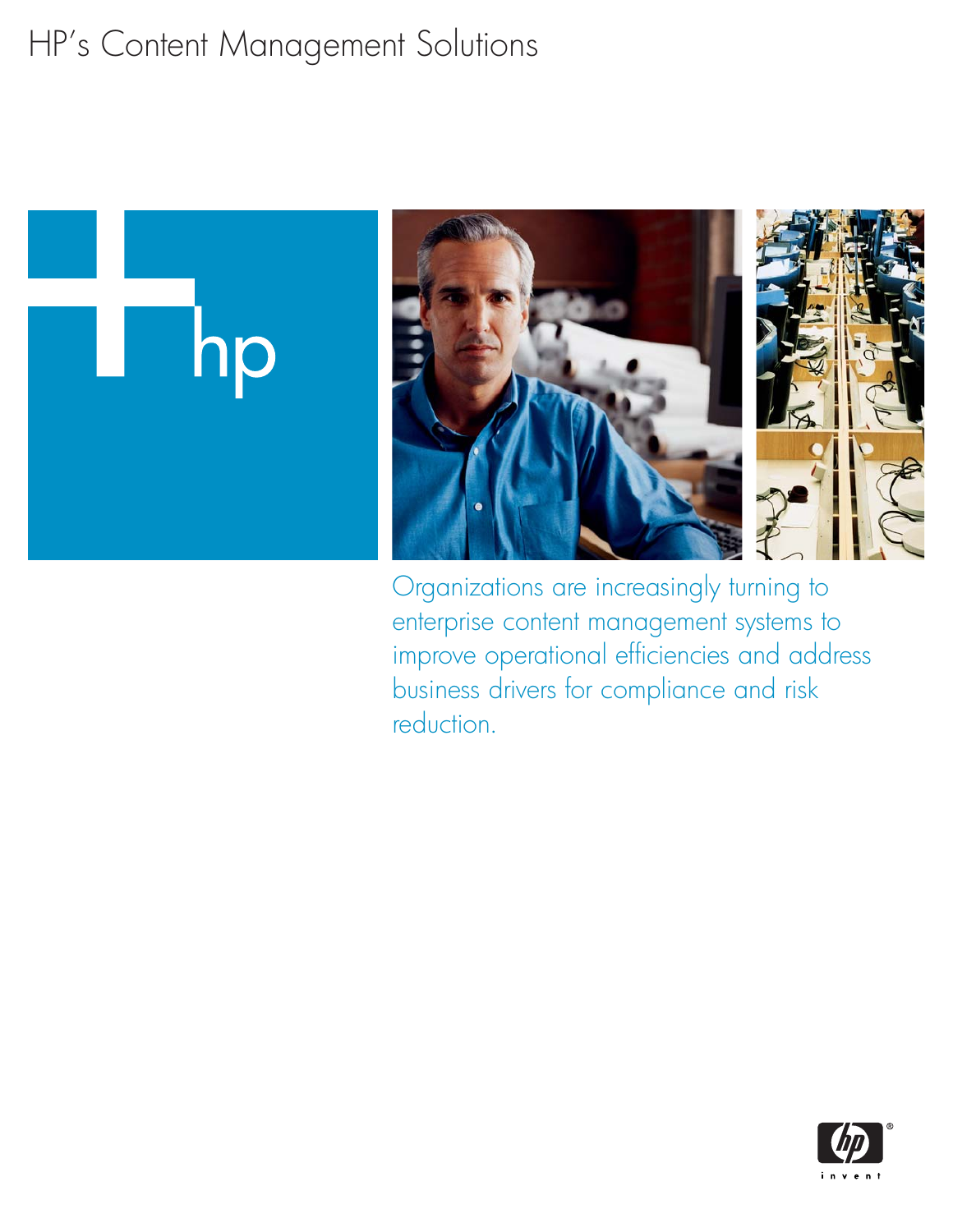# HP's Content Management Solutions

Organizations are increasingly turning to enterprise content management systems to improve operational efficiencies and address business drivers for compliance and risk reduction.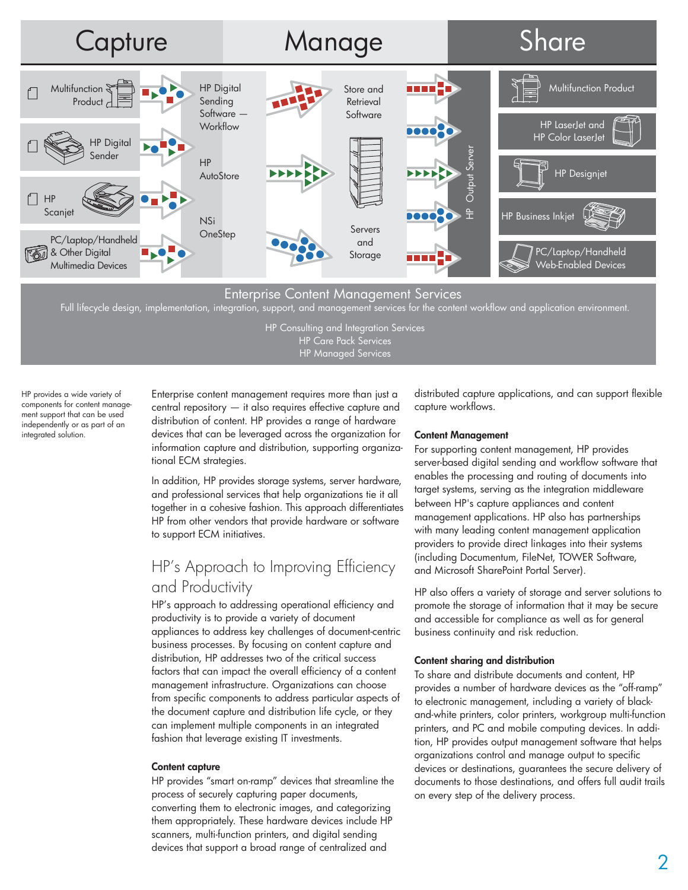## Capture | Manage | Share

**Capture**
- Multifunction Product
- HP Digital Sender
- HP Scanjet
- PC/Laptop/Handheld & Other Digital Multimedia Devices

**Manage**
- HP Digital Sending Software — Workflow
- HP AutoStore
- NSi OneStep
- Store and Retrieval Software
- Servers and Storage
- HP Output Server

**Share**
- Multifunction Product
- HP LaserJet and HP Color LaserJet
- HP Designjet
- HP Business Inkjet
- PC/Laptop/Handheld Web-Enabled Devices

**Enterprise Content Management Services**

Full lifecycle design, implementation, integration, support, and management services for the content workflow and application environment.

HP Consulting and Integration Services
HP Care Pack Services
HP Managed Services

HP provides a wide variety of components for content management support that can be used independently or as part of an integrated solution.

Enterprise content management requires more than just a central repository — it also requires effective capture and distribution of content. HP provides a range of hardware devices that can be leveraged across the organization for information capture and distribution, supporting organizational ECM strategies.

In addition, HP provides storage systems, server hardware, and professional services that help organizations tie it all together in a cohesive fashion. This approach differentiates HP from other vendors that provide hardware or software to support ECM initiatives.

## HP's Approach to Improving Efficiency and Productivity

HP's approach to addressing operational efficiency and productivity is to provide a variety of document appliances to address key challenges of document-centric business processes. By focusing on content capture and distribution, HP addresses two of the critical success factors that can impact the overall efficiency of a content management infrastructure. Organizations can choose from specific components to address particular aspects of the document capture and distribution life cycle, or they can implement multiple components in an integrated fashion that leverage existing IT investments.

### Content capture

HP provides "smart on-ramp" devices that streamline the process of securely capturing paper documents, converting them to electronic images, and categorizing them appropriately. These hardware devices include HP scanners, multi-function printers, and digital sending devices that support a broad range of centralized and distributed capture applications, and can support flexible capture workflows.

### Content Management

For supporting content management, HP provides server-based digital sending and workflow software that enables the processing and routing of documents into target systems, serving as the integration middleware between HP's capture appliances and content management applications. HP also has partnerships with many leading content management application providers to provide direct linkages into their systems (including Documentum, FileNet, TOWER Software, and Microsoft SharePoint Portal Server).

HP also offers a variety of storage and server solutions to promote the storage of information that it may be secure and accessible for compliance as well as for general business continuity and risk reduction.

### Content sharing and distribution

To share and distribute documents and content, HP provides a number of hardware devices as the "off-ramp" to electronic management, including a variety of black-and-white printers, color printers, workgroup multi-function printers, and PC and mobile computing devices. In addition, HP provides output management software that helps organizations control and manage output to specific devices or destinations, guarantees the secure delivery of documents to those destinations, and offers full audit trails on every step of the delivery process.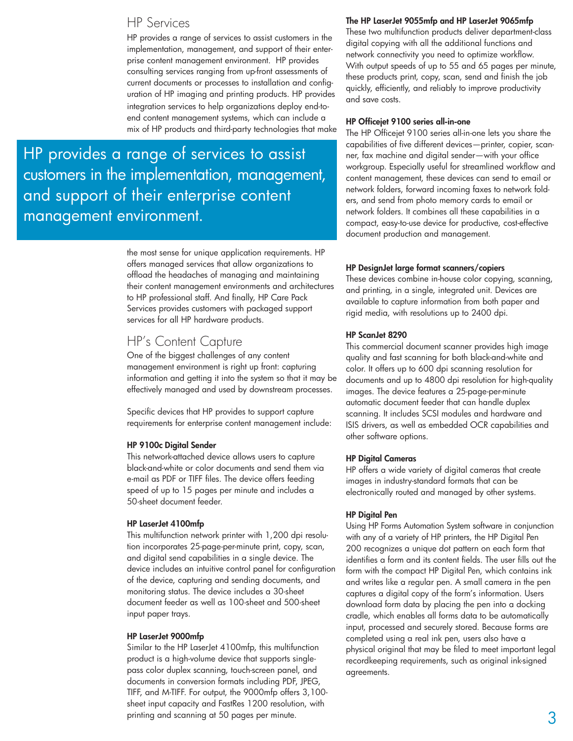## HP Services

HP provides a range of services to assist customers in the implementation, management, and support of their enterprise content management environment. HP provides consulting services ranging from up-front assessments of current documents or processes to installation and configuration of HP imaging and printing products. HP provides integration services to help organizations deploy end-to-end content management systems, which can include a mix of HP products and third-party technologies that make the most sense for unique application requirements. HP offers managed services that allow organizations to offload the headaches of managing and maintaining their content management environments and architectures to HP professional staff. And finally, HP Care Pack Services provides customers with packaged support services for all HP hardware products.

> HP provides a range of services to assist customers in the implementation, management, and support of their enterprise content management environment.

## HP's Content Capture

One of the biggest challenges of any content management environment is right up front: capturing information and getting it into the system so that it may be effectively managed and used by downstream processes.

Specific devices that HP provides to support capture requirements for enterprise content management include:

**HP 9100c Digital Sender**
This network-attached device allows users to capture black-and-white or color documents and send them via e-mail as PDF or TIFF files. The device offers feeding speed of up to 15 pages per minute and includes a 50-sheet document feeder.

**HP LaserJet 4100mfp**
This multifunction network printer with 1,200 dpi resolution incorporates 25-page-per-minute print, copy, scan, and digital send capabilities in a single device. The device includes an intuitive control panel for configuration of the device, capturing and sending documents, and monitoring status. The device includes a 30-sheet document feeder as well as 100-sheet and 500-sheet input paper trays.

**HP LaserJet 9000mfp**
Similar to the HP LaserJet 4100mfp, this multifunction product is a high-volume device that supports single-pass color duplex scanning, touch-screen panel, and documents in conversion formats including PDF, JPEG, TIFF, and M-TIFF. For output, the 9000mfp offers 3,100-sheet input capacity and FastRes 1200 resolution, with printing and scanning at 50 pages per minute.

**The HP LaserJet 9055mfp and HP LaserJet 9065mfp**
These two multifunction products deliver department-class digital copying with all the additional functions and network connectivity you need to optimize workflow. With output speeds of up to 55 and 65 pages per minute, these products print, copy, scan, send and finish the job quickly, efficiently, and reliably to improve productivity and save costs.

**HP Officejet 9100 series all-in-one**
The HP Officejet 9100 series all-in-one lets you share the capabilities of five different devices—printer, copier, scanner, fax machine and digital sender—with your office workgroup. Especially useful for streamlined workflow and content management, these devices can send to email or network folders, forward incoming faxes to network folders, and send from photo memory cards to email or network folders. It combines all these capabilities in a compact, easy-to-use device for productive, cost-effective document production and management.

**HP DesignJet large format scanners/copiers**
These devices combine in-house color copying, scanning, and printing, in a single, integrated unit. Devices are available to capture information from both paper and rigid media, with resolutions up to 2400 dpi.

**HP ScanJet 8290**
This commercial document scanner provides high image quality and fast scanning for both black-and-white and color. It offers up to 600 dpi scanning resolution for documents and up to 4800 dpi resolution for high-quality images. The device features a 25-page-per-minute automatic document feeder that can handle duplex scanning. It includes SCSI modules and hardware and ISIS drivers, as well as embedded OCR capabilities and other software options.

**HP Digital Cameras**
HP offers a wide variety of digital cameras that create images in industry-standard formats that can be electronically routed and managed by other systems.

**HP Digital Pen**
Using HP Forms Automation System software in conjunction with any of a variety of HP printers, the HP Digital Pen 200 recognizes a unique dot pattern on each form that identifies a form and its content fields. The user fills out the form with the compact HP Digital Pen, which contains ink and writes like a regular pen. A small camera in the pen captures a digital copy of the form's information. Users download form data by placing the pen into a docking cradle, which enables all forms data to be automatically input, processed and securely stored. Because forms are completed using a real ink pen, users also have a physical original that may be filed to meet important legal recordkeeping requirements, such as original ink-signed agreements.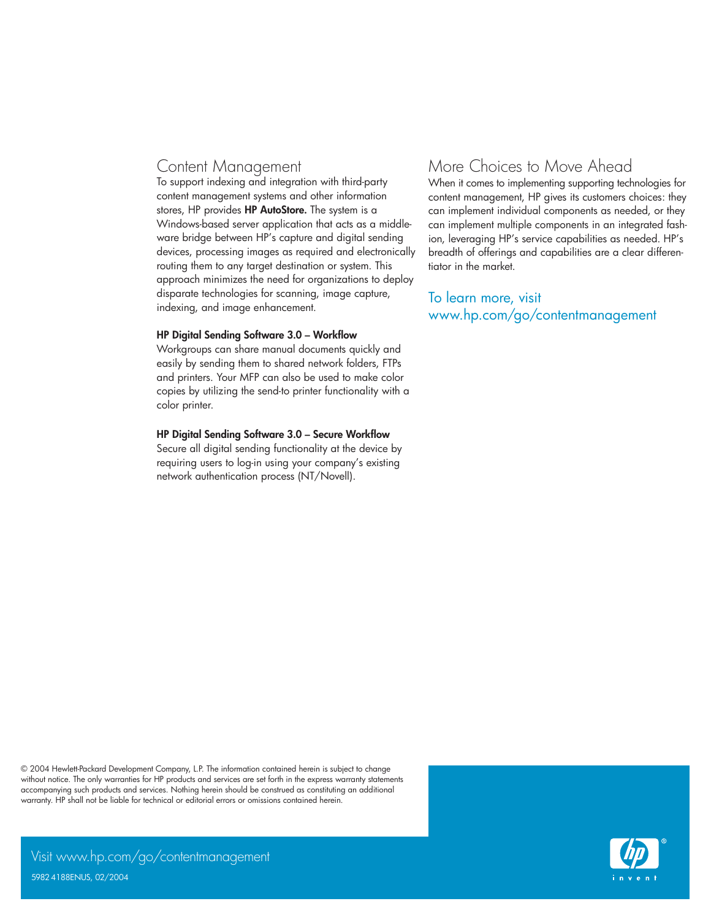## Content Management

To support indexing and integration with third-party content management systems and other information stores, HP provides **HP AutoStore.** The system is a Windows-based server application that acts as a middleware bridge between HP's capture and digital sending devices, processing images as required and electronically routing them to any target destination or system. This approach minimizes the need for organizations to deploy disparate technologies for scanning, image capture, indexing, and image enhancement.

**HP Digital Sending Software 3.0 – Workflow**
Workgroups can share manual documents quickly and easily by sending them to shared network folders, FTPs and printers. Your MFP can also be used to make color copies by utilizing the send-to printer functionality with a color printer.

**HP Digital Sending Software 3.0 – Secure Workflow**
Secure all digital sending functionality at the device by requiring users to log-in using your company's existing network authentication process (NT/Novell).

## More Choices to Move Ahead

When it comes to implementing supporting technologies for content management, HP gives its customers choices: they can implement individual components as needed, or they can implement multiple components in an integrated fashion, leveraging HP's service capabilities as needed. HP's breadth of offerings and capabilities are a clear differentiator in the market.

To learn more, visit
www.hp.com/go/contentmanagement

© 2004 Hewlett-Packard Development Company, L.P. The information contained herein is subject to change without notice. The only warranties for HP products and services are set forth in the express warranty statements accompanying such products and services. Nothing herein should be construed as constituting an additional warranty. HP shall not be liable for technical or editorial errors or omissions contained herein.

Visit www.hp.com/go/contentmanagement

5982 4188ENUS, 02/2004

invent